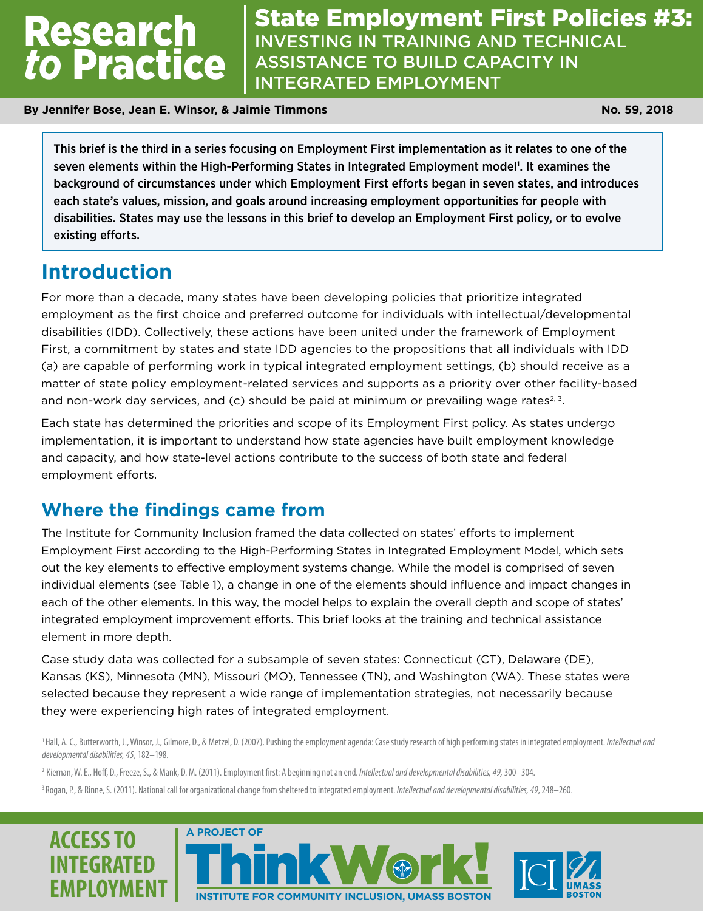# Research *to* Practice

## State Employment First Policies #3: INVESTING IN TRAINING AND TECHNICAL ASSISTANCE TO BUILD CAPACITY IN INTEGRATED EMPLOYMENT

**By Jennifer Bose, Jean E. Winsor, & Jaimie Timmons**

**No. 59, 2018**

**This brief is the third in a series focusing on Employment First implementation as it relates to one of the seven elements within the High-Performing States in Integrated Employment model[1]. It examines the background of circumstances under which Employment First efforts began in seven states, and introduces each state's values, mission, and goals around increasing employment opportunities for people with disabilities. States may use the lessons in this brief to develop an Employment First policy, or to evolve existing efforts.**

## Introduction

For more than a decade, many states have been developing policies that prioritize integrated employment as the first choice and preferred outcome for individuals with intellectual/developmental disabilities (IDD). Collectively, these actions have been united under the framework of Employment First, a commitment by states and state IDD agencies to the propositions that all individuals with IDD (a) are capable of performing work in typical integrated employment settings, (b) should receive as a matter of state policy employment-related services and supports as a priority over other facility-based and non-work day services, and (c) should be paid at minimum or prevailing wage rates[2, 3].

Each state has determined the priorities and scope of its Employment First policy. As states undergo implementation, it is important to understand how state agencies have built employment knowledge and capacity, and how state-level actions contribute to the success of both state and federal employment efforts.

## Where the findings came from

The Institute for Community Inclusion framed the data collected on states' efforts to implement Employment First according to the High-Performing States in Integrated Employment Model, which sets out the key elements to effective employment systems change. While the model is comprised of seven individual elements (see Table 1), a change in one of the elements should influence and impact changes in each of the other elements. In this way, the model helps to explain the overall depth and scope of states' integrated employment improvement efforts. This brief looks at the training and technical assistance element in more depth.

Case study data was collected for a subsample of seven states: Connecticut (CT), Delaware (DE), Kansas (KS), Minnesota (MN), Missouri (MO), Tennessee (TN), and Washington (WA). These states were selected because they represent a wide range of implementation strategies, not necessarily because they were experiencing high rates of integrated employment.

---

[1] Hall, A. C., Butterworth, J., Winsor, J., Gilmore, D., & Metzel, D. (2007). Pushing the employment agenda: Case study research of high performing states in integrated employment. *Intellectual and developmental disabilities, 45*, 182–198.

[2] Kiernan, W. E., Hoff, D., Freeze, S., & Mank, D. M. (2011). Employment first: A beginning not an end. *Intellectual and developmental disabilities, 49,* 300–304.

[3] Rogan, P., & Rinne, S. (2011). National call for organizational change from sheltered to integrated employment. *Intellectual and developmental disabilities, 49*, 248–260.

ACCESS TO INTEGRATED EMPLOYMENT | A PROJECT OF ThinkWork! INSTITUTE FOR COMMUNITY INCLUSION, UMASS BOSTON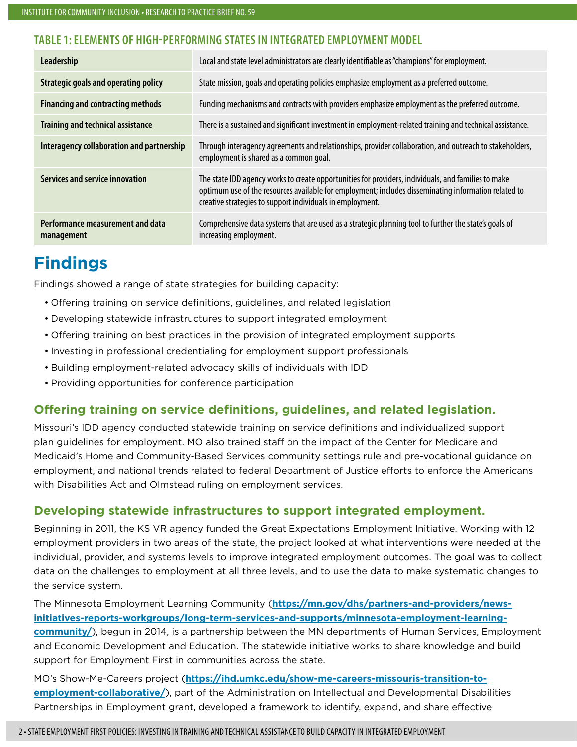**TABLE 1: ELEMENTS OF HIGH-PERFORMING STATES IN INTEGRATED EMPLOYMENT MODEL**

| Element | Description |
|---|---|
| **Leadership** | Local and state level administrators are clearly identifiable as "champions" for employment. |
| **Strategic goals and operating policy** | State mission, goals and operating policies emphasize employment as a preferred outcome. |
| **Financing and contracting methods** | Funding mechanisms and contracts with providers emphasize employment as the preferred outcome. |
| **Training and technical assistance** | There is a sustained and significant investment in employment-related training and technical assistance. |
| **Interagency collaboration and partnership** | Through interagency agreements and relationships, provider collaboration, and outreach to stakeholders, employment is shared as a common goal. |
| **Services and service innovation** | The state IDD agency works to create opportunities for providers, individuals, and families to make optimum use of the resources available for employment; includes disseminating information related to creative strategies to support individuals in employment. |
| **Performance measurement and data management** | Comprehensive data systems that are used as a strategic planning tool to further the state's goals of increasing employment. |

# Findings

Findings showed a range of state strategies for building capacity:

- Offering training on service definitions, guidelines, and related legislation
- Developing statewide infrastructures to support integrated employment
- Offering training on best practices in the provision of integrated employment supports
- Investing in professional credentialing for employment support professionals
- Building employment-related advocacy skills of individuals with IDD
- Providing opportunities for conference participation

## Offering training on service definitions, guidelines, and related legislation.

Missouri's IDD agency conducted statewide training on service definitions and individualized support plan guidelines for employment. MO also trained staff on the impact of the Center for Medicare and Medicaid's Home and Community-Based Services community settings rule and pre-vocational guidance on employment, and national trends related to federal Department of Justice efforts to enforce the Americans with Disabilities Act and Olmstead ruling on employment services.

## Developing statewide infrastructures to support integrated employment.

Beginning in 2011, the KS VR agency funded the Great Expectations Employment Initiative. Working with 12 employment providers in two areas of the state, the project looked at what interventions were needed at the individual, provider, and systems levels to improve integrated employment outcomes. The goal was to collect data on the challenges to employment at all three levels, and to use the data to make systematic changes to the service system.

The Minnesota Employment Learning Community (**https://mn.gov/dhs/partners-and-providers/news-initiatives-reports-workgroups/long-term-services-and-supports/minnesota-employment-learning-community/**), begun in 2014, is a partnership between the MN departments of Human Services, Employment and Economic Development and Education. The statewide initiative works to share knowledge and build support for Employment First in communities across the state.

MO's Show-Me-Careers project (**https://ihd.umkc.edu/show-me-careers-missouris-transition-to-employment-collaborative/**), part of the Administration on Intellectual and Developmental Disabilities Partnerships in Employment grant, developed a framework to identify, expand, and share effective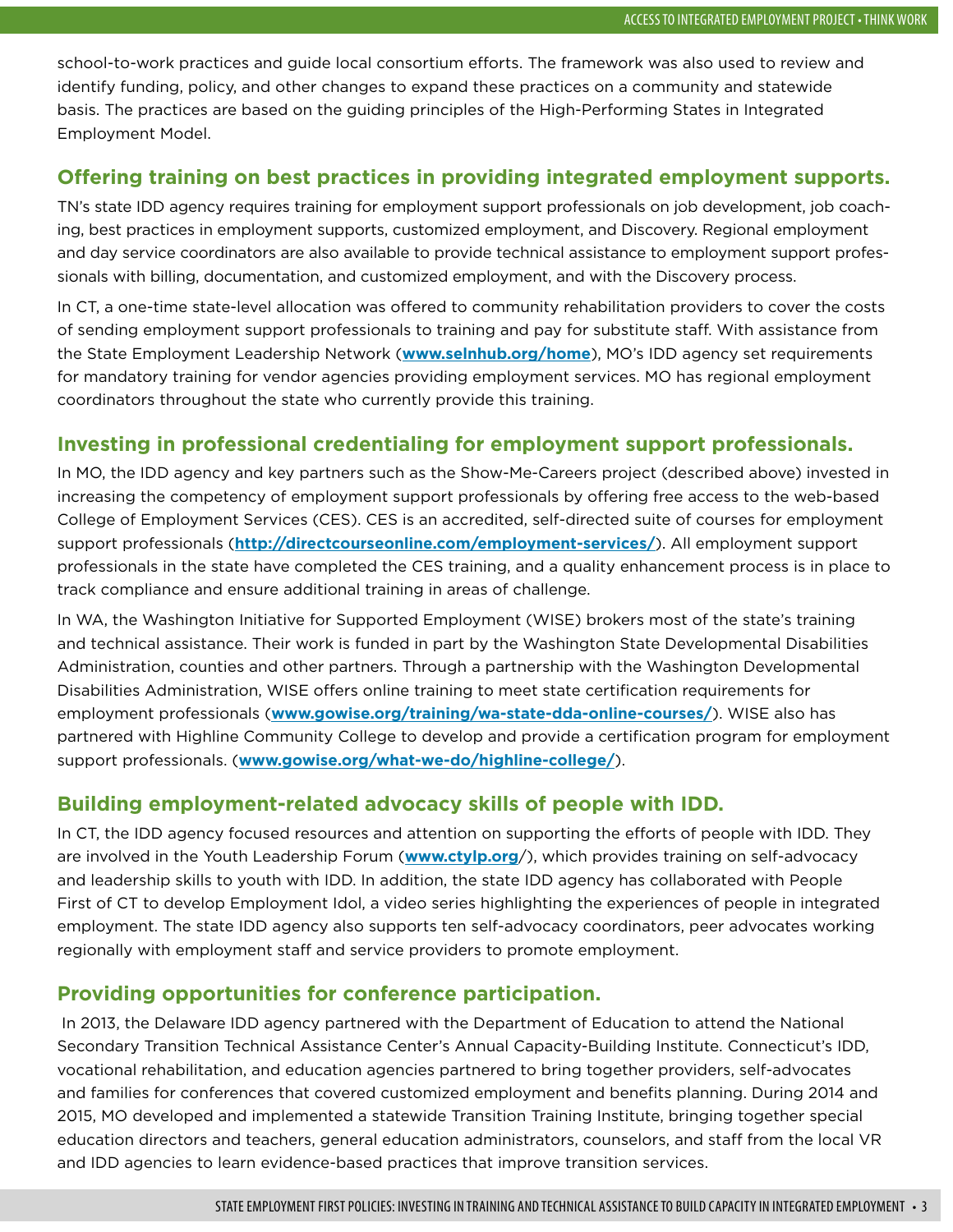school-to-work practices and guide local consortium efforts. The framework was also used to review and identify funding, policy, and other changes to expand these practices on a community and statewide basis. The practices are based on the guiding principles of the High-Performing States in Integrated Employment Model.

## Offering training on best practices in providing integrated employment supports.

TN's state IDD agency requires training for employment support professionals on job development, job coaching, best practices in employment supports, customized employment, and Discovery. Regional employment and day service coordinators are also available to provide technical assistance to employment support professionals with billing, documentation, and customized employment, and with the Discovery process.

In CT, a one-time state-level allocation was offered to community rehabilitation providers to cover the costs of sending employment support professionals to training and pay for substitute staff. With assistance from the State Employment Leadership Network (**www.selnhub.org/home**), MO's IDD agency set requirements for mandatory training for vendor agencies providing employment services. MO has regional employment coordinators throughout the state who currently provide this training.

## Investing in professional credentialing for employment support professionals.

In MO, the IDD agency and key partners such as the Show-Me-Careers project (described above) invested in increasing the competency of employment support professionals by offering free access to the web-based College of Employment Services (CES). CES is an accredited, self-directed suite of courses for employment support professionals (**http://directcourseonline.com/employment-services/**). All employment support professionals in the state have completed the CES training, and a quality enhancement process is in place to track compliance and ensure additional training in areas of challenge.

In WA, the Washington Initiative for Supported Employment (WISE) brokers most of the state's training and technical assistance. Their work is funded in part by the Washington State Developmental Disabilities Administration, counties and other partners. Through a partnership with the Washington Developmental Disabilities Administration, WISE offers online training to meet state certification requirements for employment professionals (**www.gowise.org/training/wa-state-dda-online-courses/**). WISE also has partnered with Highline Community College to develop and provide a certification program for employment support professionals. (**www.gowise.org/what-we-do/highline-college/**).

## Building employment-related advocacy skills of people with IDD.

In CT, the IDD agency focused resources and attention on supporting the efforts of people with IDD. They are involved in the Youth Leadership Forum (**www.ctylp.org**/), which provides training on self-advocacy and leadership skills to youth with IDD. In addition, the state IDD agency has collaborated with People First of CT to develop Employment Idol, a video series highlighting the experiences of people in integrated employment. The state IDD agency also supports ten self-advocacy coordinators, peer advocates working regionally with employment staff and service providers to promote employment.

## Providing opportunities for conference participation.

In 2013, the Delaware IDD agency partnered with the Department of Education to attend the National Secondary Transition Technical Assistance Center's Annual Capacity-Building Institute. Connecticut's IDD, vocational rehabilitation, and education agencies partnered to bring together providers, self-advocates and families for conferences that covered customized employment and benefits planning. During 2014 and 2015, MO developed and implemented a statewide Transition Training Institute, bringing together special education directors and teachers, general education administrators, counselors, and staff from the local VR and IDD agencies to learn evidence-based practices that improve transition services.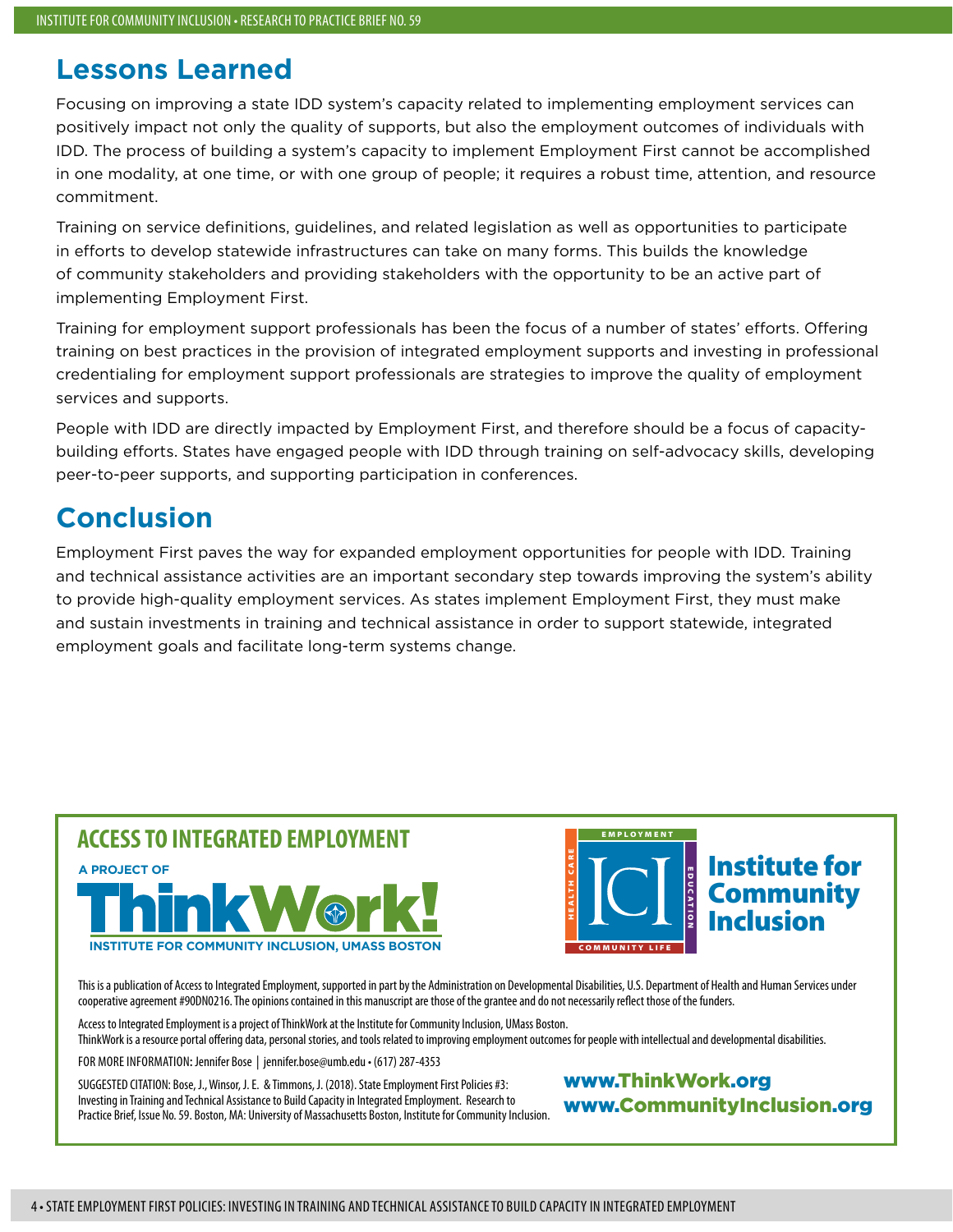## Lessons Learned

Focusing on improving a state IDD system's capacity related to implementing employment services can positively impact not only the quality of supports, but also the employment outcomes of individuals with IDD. The process of building a system's capacity to implement Employment First cannot be accomplished in one modality, at one time, or with one group of people; it requires a robust time, attention, and resource commitment.

Training on service definitions, guidelines, and related legislation as well as opportunities to participate in efforts to develop statewide infrastructures can take on many forms. This builds the knowledge of community stakeholders and providing stakeholders with the opportunity to be an active part of implementing Employment First.

Training for employment support professionals has been the focus of a number of states' efforts. Offering training on best practices in the provision of integrated employment supports and investing in professional credentialing for employment support professionals are strategies to improve the quality of employment services and supports.

People with IDD are directly impacted by Employment First, and therefore should be a focus of capacity-building efforts. States have engaged people with IDD through training on self-advocacy skills, developing peer-to-peer supports, and supporting participation in conferences.

## Conclusion

Employment First paves the way for expanded employment opportunities for people with IDD. Training and technical assistance activities are an important secondary step towards improving the system's ability to provide high-quality employment services. As states implement Employment First, they must make and sustain investments in training and technical assistance in order to support statewide, integrated employment goals and facilitate long-term systems change.

**ACCESS TO INTEGRATED EMPLOYMENT**

A PROJECT OF ThinkWork!

INSTITUTE FOR COMMUNITY INCLUSION, UMASS BOSTON

Institute for Community Inclusion

This is a publication of Access to Integrated Employment, supported in part by the Administration on Developmental Disabilities, U.S. Department of Health and Human Services under cooperative agreement #90DN0216. The opinions contained in this manuscript are those of the grantee and do not necessarily reflect those of the funders.

Access to Integrated Employment is a project of ThinkWork at the Institute for Community Inclusion, UMass Boston.
ThinkWork is a resource portal offering data, personal stories, and tools related to improving employment outcomes for people with intellectual and developmental disabilities.

FOR MORE INFORMATION: Jennifer Bose | jennifer.bose@umb.edu • (617) 287-4353

SUGGESTED CITATION: Bose, J., Winsor, J. E. & Timmons, J. (2018). State Employment First Policies #3: Investing in Training and Technical Assistance to Build Capacity in Integrated Employment. Research to Practice Brief, Issue No. 59. Boston, MA: University of Massachusetts Boston, Institute for Community Inclusion.

www.ThinkWork.org
www.CommunityInclusion.org